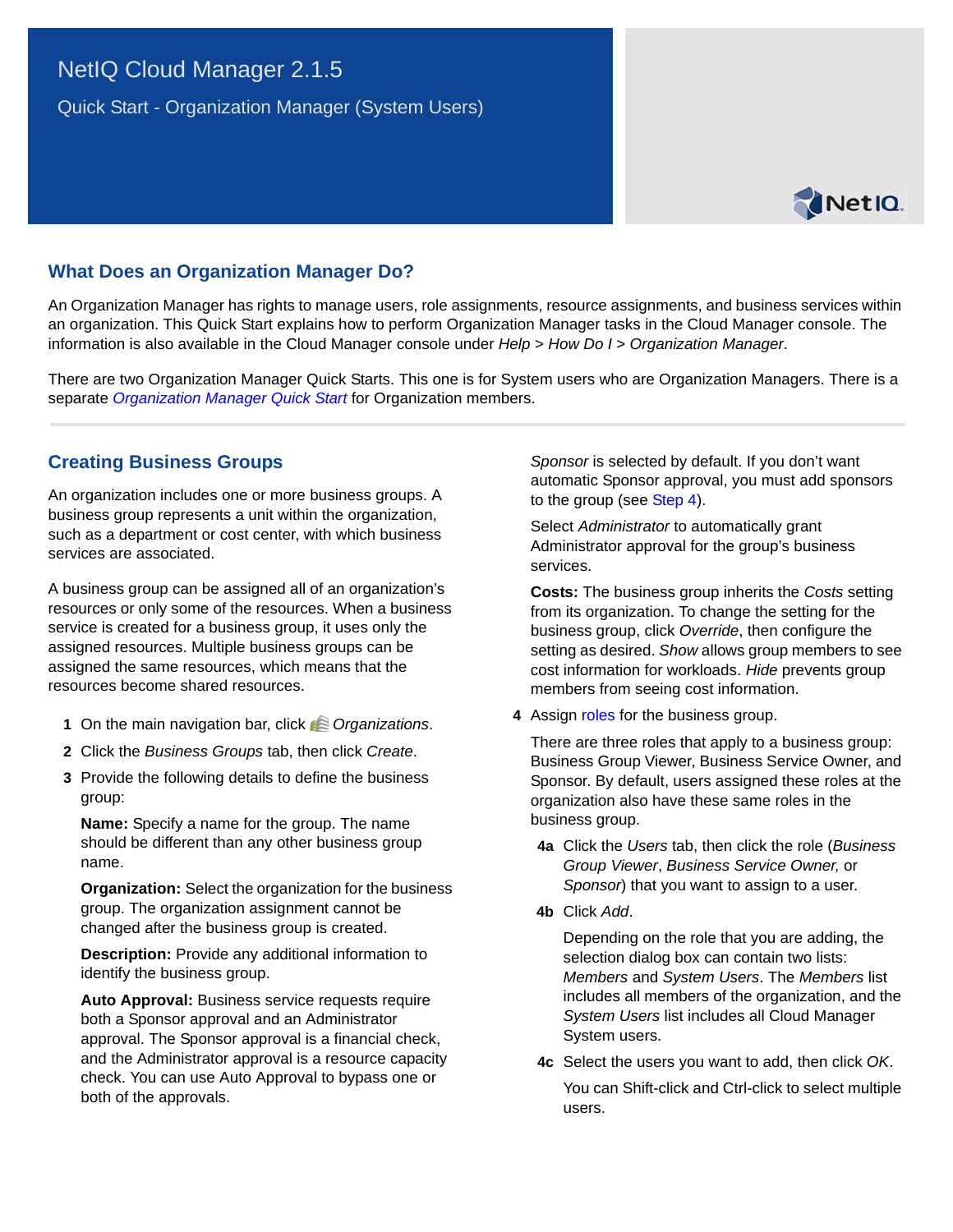# NetIQ Cloud Manager 2.1.5

Quick Start - Organization Manager (System Users)

## What Does an Organization Manager Do?

An Organization Manager has rights to manage users, role assignments, resource assignments, and business services within an organization. This Quick Start explains how to perform Organization Manager tasks in the Cloud Manager console. The information is also available in the Cloud Manager console under *Help* > *How Do I* > *Organization Manager*.

There are two Organization Manager Quick Starts. This one is for System users who are Organization Managers. There is a separate *Organization Manager Quick Start* for Organization members.

## Creating Business Groups

An organization includes one or more business groups. A business group represents a unit within the organization, such as a department or cost center, with which business services are associated.

A business group can be assigned all of an organization's resources or only some of the resources. When a business service is created for a business group, it uses only the assigned resources. Multiple business groups can be assigned the same resources, which means that the resources become shared resources.

1. On the main navigation bar, click *Organizations*.
2. Click the *Business Groups* tab, then click *Create*.
3. Provide the following details to define the business group:

   **Name:** Specify a name for the group. The name should be different than any other business group name.

   **Organization:** Select the organization for the business group. The organization assignment cannot be changed after the business group is created.

   **Description:** Provide any additional information to identify the business group.

   **Auto Approval:** Business service requests require both a Sponsor approval and an Administrator approval. The Sponsor approval is a financial check, and the Administrator approval is a resource capacity check. You can use Auto Approval to bypass one or both of the approvals.

   *Sponsor* is selected by default. If you don't want automatic Sponsor approval, you must add sponsors to the group (see Step 4).

   Select *Administrator* to automatically grant Administrator approval for the group's business services.

   **Costs:** The business group inherits the *Costs* setting from its organization. To change the setting for the business group, click *Override*, then configure the setting as desired. *Show* allows group members to see cost information for workloads. *Hide* prevents group members from seeing cost information.

4. Assign roles for the business group.

   There are three roles that apply to a business group: Business Group Viewer, Business Service Owner, and Sponsor. By default, users assigned these roles at the organization also have these same roles in the business group.

   **4a** Click the *Users* tab, then click the role (*Business Group Viewer*, *Business Service Owner,* or *Sponsor*) that you want to assign to a user.

   **4b** Click *Add*.

   Depending on the role that you are adding, the selection dialog box can contain two lists: *Members* and *System Users*. The *Members* list includes all members of the organization, and the *System Users* list includes all Cloud Manager System users.

   **4c** Select the users you want to add, then click *OK*.

   You can Shift-click and Ctrl-click to select multiple users.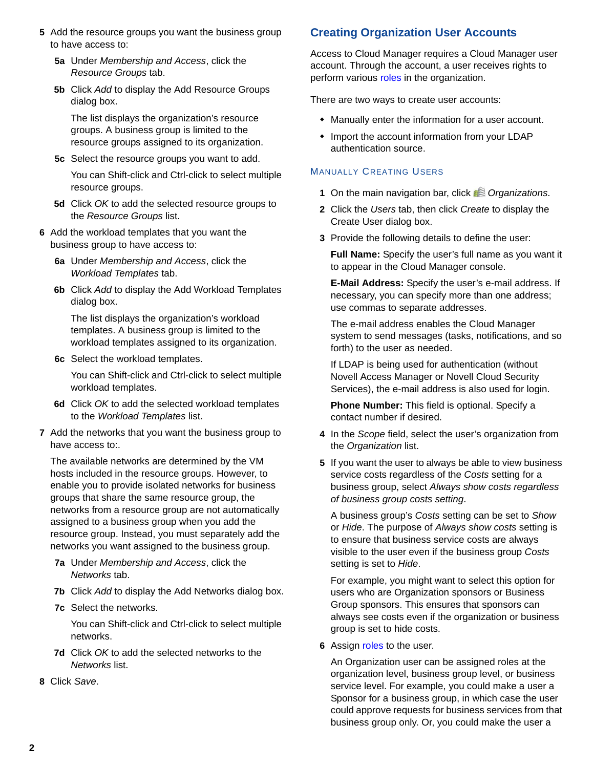5 Add the resource groups you want the business group to have access to:

5a Under *Membership and Access*, click the *Resource Groups* tab.

5b Click *Add* to display the Add Resource Groups dialog box.

The list displays the organization's resource groups. A business group is limited to the resource groups assigned to its organization.

5c Select the resource groups you want to add.

You can Shift-click and Ctrl-click to select multiple resource groups.

5d Click *OK* to add the selected resource groups to the *Resource Groups* list.

6 Add the workload templates that you want the business group to have access to:

6a Under *Membership and Access*, click the *Workload Templates* tab.

6b Click *Add* to display the Add Workload Templates dialog box.

The list displays the organization's workload templates. A business group is limited to the workload templates assigned to its organization.

6c Select the workload templates.

You can Shift-click and Ctrl-click to select multiple workload templates.

6d Click *OK* to add the selected workload templates to the *Workload Templates* list.

7 Add the networks that you want the business group to have access to:.

The available networks are determined by the VM hosts included in the resource groups. However, to enable you to provide isolated networks for business groups that share the same resource group, the networks from a resource group are not automatically assigned to a business group when you add the resource group. Instead, you must separately add the networks you want assigned to the business group.

7a Under *Membership and Access*, click the *Networks* tab.

7b Click *Add* to display the Add Networks dialog box.

7c Select the networks.

You can Shift-click and Ctrl-click to select multiple networks.

7d Click *OK* to add the selected networks to the *Networks* list.

8 Click *Save*.

## Creating Organization User Accounts

Access to Cloud Manager requires a Cloud Manager user account. Through the account, a user receives rights to perform various roles in the organization.

There are two ways to create user accounts:

- Manually enter the information for a user account.
- Import the account information from your LDAP authentication source.

### Manually Creating Users

1 On the main navigation bar, click *Organizations*.

2 Click the *Users* tab, then click *Create* to display the Create User dialog box.

3 Provide the following details to define the user:

**Full Name:** Specify the user's full name as you want it to appear in the Cloud Manager console.

**E-Mail Address:** Specify the user's e-mail address. If necessary, you can specify more than one address; use commas to separate addresses.

The e-mail address enables the Cloud Manager system to send messages (tasks, notifications, and so forth) to the user as needed.

If LDAP is being used for authentication (without Novell Access Manager or Novell Cloud Security Services), the e-mail address is also used for login.

**Phone Number:** This field is optional. Specify a contact number if desired.

4 In the *Scope* field, select the user's organization from the *Organization* list.

5 If you want the user to always be able to view business service costs regardless of the *Costs* setting for a business group, select *Always show costs regardless of business group costs setting*.

A business group's *Costs* setting can be set to *Show* or *Hide*. The purpose of *Always show costs* setting is to ensure that business service costs are always visible to the user even if the business group *Costs* setting is set to *Hide*.

For example, you might want to select this option for users who are Organization sponsors or Business Group sponsors. This ensures that sponsors can always see costs even if the organization or business group is set to hide costs.

6 Assign roles to the user.

An Organization user can be assigned roles at the organization level, business group level, or business service level. For example, you could make a user a Sponsor for a business group, in which case the user could approve requests for business services from that business group only. Or, you could make the user a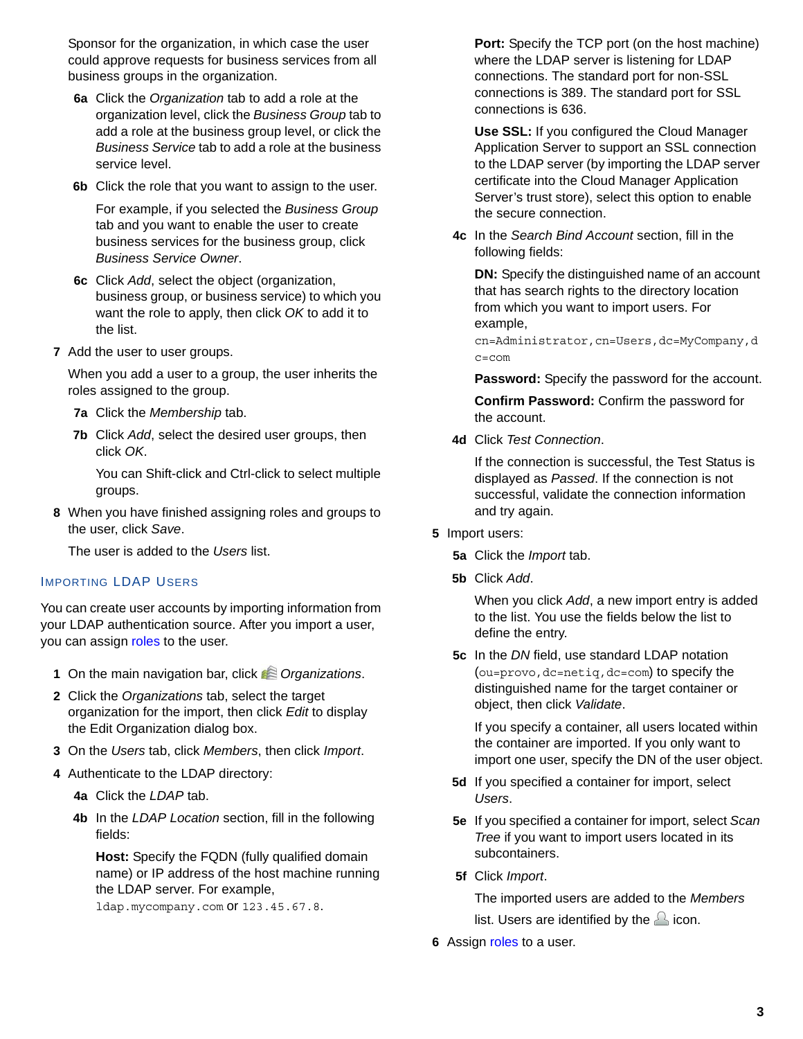Sponsor for the organization, in which case the user could approve requests for business services from all business groups in the organization.

**6a** Click the *Organization* tab to add a role at the organization level, click the *Business Group* tab to add a role at the business group level, or click the *Business Service* tab to add a role at the business service level.

**6b** Click the role that you want to assign to the user.

For example, if you selected the *Business Group* tab and you want to enable the user to create business services for the business group, click *Business Service Owner*.

**6c** Click *Add*, select the object (organization, business group, or business service) to which you want the role to apply, then click *OK* to add it to the list.

**7** Add the user to user groups.

When you add a user to a group, the user inherits the roles assigned to the group.

**7a** Click the *Membership* tab.

**7b** Click *Add*, select the desired user groups, then click *OK*.

You can Shift-click and Ctrl-click to select multiple groups.

**8** When you have finished assigning roles and groups to the user, click *Save*.

The user is added to the *Users* list.

### Importing LDAP Users

You can create user accounts by importing information from your LDAP authentication source. After you import a user, you can assign roles to the user.

**1** On the main navigation bar, click *Organizations*.

**2** Click the *Organizations* tab, select the target organization for the import, then click *Edit* to display the Edit Organization dialog box.

**3** On the *Users* tab, click *Members*, then click *Import*.

**4** Authenticate to the LDAP directory:

**4a** Click the *LDAP* tab.

**4b** In the *LDAP Location* section, fill in the following fields:

**Host:** Specify the FQDN (fully qualified domain name) or IP address of the host machine running the LDAP server. For example, `ldap.mycompany.com` or `123.45.67.8`.

**Port:** Specify the TCP port (on the host machine) where the LDAP server is listening for LDAP connections. The standard port for non-SSL connections is 389. The standard port for SSL connections is 636.

**Use SSL:** If you configured the Cloud Manager Application Server to support an SSL connection to the LDAP server (by importing the LDAP server certificate into the Cloud Manager Application Server's trust store), select this option to enable the secure connection.

**4c** In the *Search Bind Account* section, fill in the following fields:

**DN:** Specify the distinguished name of an account that has search rights to the directory location from which you want to import users. For example, `cn=Administrator,cn=Users,dc=MyCompany,dc=com`

**Password:** Specify the password for the account.

**Confirm Password:** Confirm the password for the account.

**4d** Click *Test Connection*.

If the connection is successful, the Test Status is displayed as *Passed*. If the connection is not successful, validate the connection information and try again.

**5** Import users:

**5a** Click the *Import* tab.

**5b** Click *Add*.

When you click *Add*, a new import entry is added to the list. You use the fields below the list to define the entry.

**5c** In the *DN* field, use standard LDAP notation (`ou=provo,dc=netiq,dc=com`) to specify the distinguished name for the target container or object, then click *Validate*.

If you specify a container, all users located within the container are imported. If you only want to import one user, specify the DN of the user object.

**5d** If you specified a container for import, select *Users*.

**5e** If you specified a container for import, select *Scan Tree* if you want to import users located in its subcontainers.

**5f** Click *Import*.

The imported users are added to the *Members* list. Users are identified by the icon.

**6** Assign roles to a user.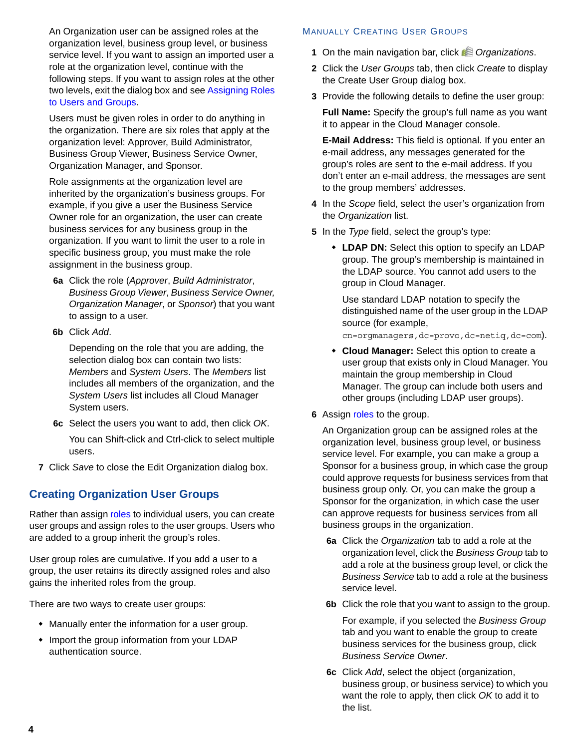An Organization user can be assigned roles at the organization level, business group level, or business service level. If you want to assign an imported user a role at the organization level, continue with the following steps. If you want to assign roles at the other two levels, exit the dialog box and see Assigning Roles to Users and Groups.

Users must be given roles in order to do anything in the organization. There are six roles that apply at the organization level: Approver, Build Administrator, Business Group Viewer, Business Service Owner, Organization Manager, and Sponsor.

Role assignments at the organization level are inherited by the organization's business groups. For example, if you give a user the Business Service Owner role for an organization, the user can create business services for any business group in the organization. If you want to limit the user to a role in specific business group, you must make the role assignment in the business group.

**6a** Click the role (*Approver*, *Build Administrator*, *Business Group Viewer*, *Business Service Owner, Organization Manager*, or *Sponsor*) that you want to assign to a user.

**6b** Click *Add*.

Depending on the role that you are adding, the selection dialog box can contain two lists: *Members* and *System Users*. The *Members* list includes all members of the organization, and the *System Users* list includes all Cloud Manager System users.

**6c** Select the users you want to add, then click *OK*.

You can Shift-click and Ctrl-click to select multiple users.

**7** Click *Save* to close the Edit Organization dialog box.

## Creating Organization User Groups

Rather than assign roles to individual users, you can create user groups and assign roles to the user groups. Users who are added to a group inherit the group's roles.

User group roles are cumulative. If you add a user to a group, the user retains its directly assigned roles and also gains the inherited roles from the group.

There are two ways to create user groups:

- Manually enter the information for a user group.
- Import the group information from your LDAP authentication source.

### Manually Creating User Groups

1. On the main navigation bar, click *Organizations*.
2. Click the *User Groups* tab, then click *Create* to display the Create User Group dialog box.
3. Provide the following details to define the user group:

   **Full Name:** Specify the group's full name as you want it to appear in the Cloud Manager console.

   **E-Mail Address:** This field is optional. If you enter an e-mail address, any messages generated for the group's roles are sent to the e-mail address. If you don't enter an e-mail address, the messages are sent to the group members' addresses.
4. In the *Scope* field, select the user's organization from the *Organization* list.
5. In the *Type* field, select the group's type:
   - **LDAP DN:** Select this option to specify an LDAP group. The group's membership is maintained in the LDAP source. You cannot add users to the group in Cloud Manager.

     Use standard LDAP notation to specify the distinguished name of the user group in the LDAP source (for example, `cn=orgmanagers,dc=provo,dc=netiq,dc=com`).
   - **Cloud Manager:** Select this option to create a user group that exists only in Cloud Manager. You maintain the group membership in Cloud Manager. The group can include both users and other groups (including LDAP user groups).
6. Assign roles to the group.

   An Organization group can be assigned roles at the organization level, business group level, or business service level. For example, you can make a group a Sponsor for a business group, in which case the group could approve requests for business services from that business group only. Or, you can make the group a Sponsor for the organization, in which case the user can approve requests for business services from all business groups in the organization.

   **6a** Click the *Organization* tab to add a role at the organization level, click the *Business Group* tab to add a role at the business group level, or click the *Business Service* tab to add a role at the business service level.

   **6b** Click the role that you want to assign to the group.

   For example, if you selected the *Business Group* tab and you want to enable the group to create business services for the business group, click *Business Service Owner*.

   **6c** Click *Add*, select the object (organization, business group, or business service) to which you want the role to apply, then click *OK* to add it to the list.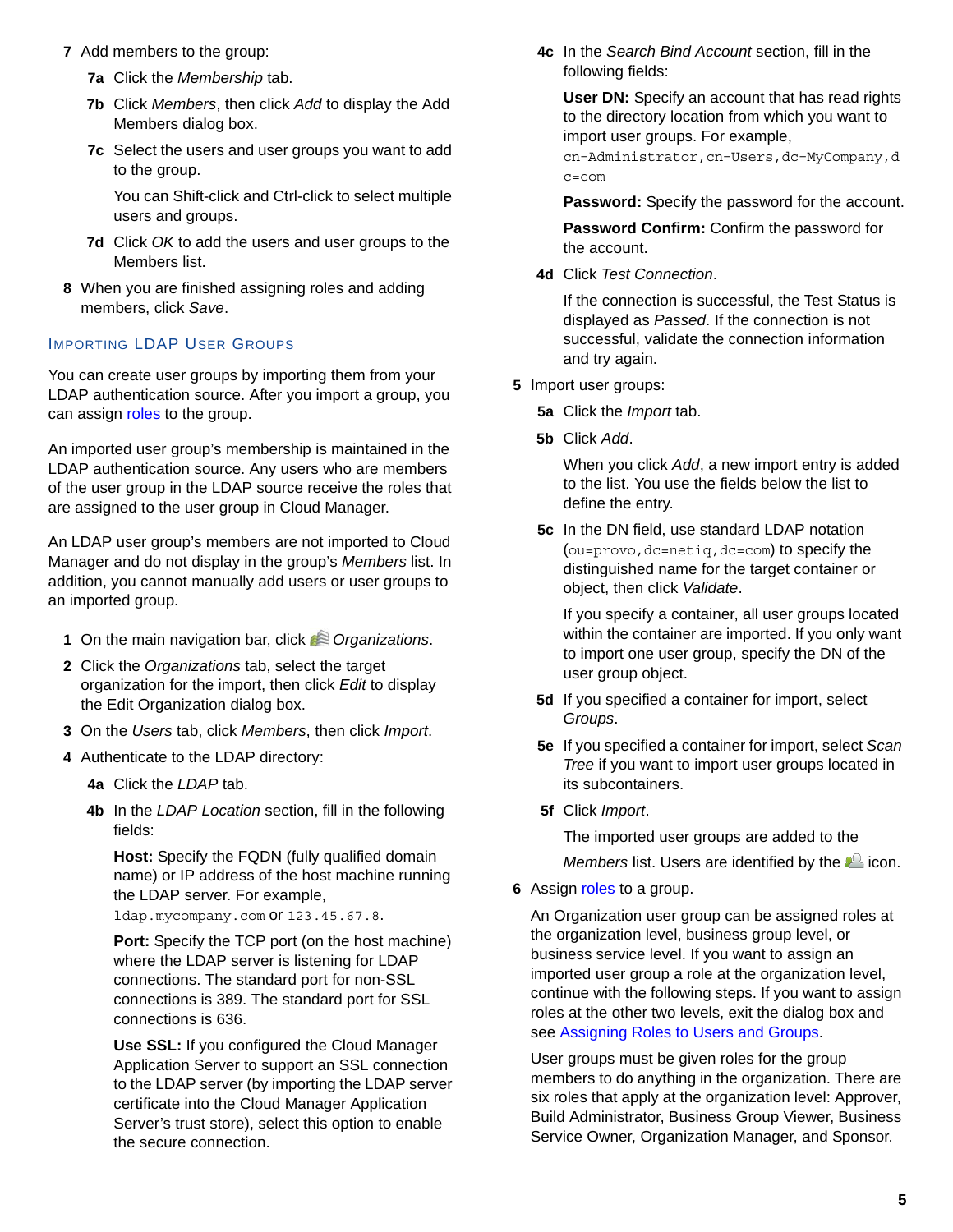7 Add members to the group:

   7a Click the *Membership* tab.

   7b Click *Members*, then click *Add* to display the Add Members dialog box.

   7c Select the users and user groups you want to add to the group.

   You can Shift-click and Ctrl-click to select multiple users and groups.

   7d Click *OK* to add the users and user groups to the Members list.

8 When you are finished assigning roles and adding members, click *Save*.

### Importing LDAP User Groups

You can create user groups by importing them from your LDAP authentication source. After you import a group, you can assign roles to the group.

An imported user group's membership is maintained in the LDAP authentication source. Any users who are members of the user group in the LDAP source receive the roles that are assigned to the user group in Cloud Manager.

An LDAP user group's members are not imported to Cloud Manager and do not display in the group's *Members* list. In addition, you cannot manually add users or user groups to an imported group.

1 On the main navigation bar, click *Organizations*.

2 Click the *Organizations* tab, select the target organization for the import, then click *Edit* to display the Edit Organization dialog box.

3 On the *Users* tab, click *Members*, then click *Import*.

4 Authenticate to the LDAP directory:

   4a Click the *LDAP* tab.

   4b In the *LDAP Location* section, fill in the following fields:

   **Host:** Specify the FQDN (fully qualified domain name) or IP address of the host machine running the LDAP server. For example, `ldap.mycompany.com` or `123.45.67.8`.

   **Port:** Specify the TCP port (on the host machine) where the LDAP server is listening for LDAP connections. The standard port for non-SSL connections is 389. The standard port for SSL connections is 636.

   **Use SSL:** If you configured the Cloud Manager Application Server to support an SSL connection to the LDAP server (by importing the LDAP server certificate into the Cloud Manager Application Server's trust store), select this option to enable the secure connection.

   4c In the *Search Bind Account* section, fill in the following fields:

   **User DN:** Specify an account that has read rights to the directory location from which you want to import user groups. For example, `cn=Administrator,cn=Users,dc=MyCompany,dc=com`

   **Password:** Specify the password for the account.

   **Password Confirm:** Confirm the password for the account.

   4d Click *Test Connection*.

   If the connection is successful, the Test Status is displayed as *Passed*. If the connection is not successful, validate the connection information and try again.

5 Import user groups:

   5a Click the *Import* tab.

   5b Click *Add*.

   When you click *Add*, a new import entry is added to the list. You use the fields below the list to define the entry.

   5c In the DN field, use standard LDAP notation (`ou=provo,dc=netiq,dc=com`) to specify the distinguished name for the target container or object, then click *Validate*.

   If you specify a container, all user groups located within the container are imported. If you only want to import one user group, specify the DN of the user group object.

   5d If you specified a container for import, select *Groups*.

   5e If you specified a container for import, select *Scan Tree* if you want to import user groups located in its subcontainers.

   5f Click *Import*.

   The imported user groups are added to the *Members* list. Users are identified by the icon.

6 Assign roles to a group.

   An Organization user group can be assigned roles at the organization level, business group level, or business service level. If you want to assign an imported user group a role at the organization level, continue with the following steps. If you want to assign roles at the other two levels, exit the dialog box and see Assigning Roles to Users and Groups.

   User groups must be given roles for the group members to do anything in the organization. There are six roles that apply at the organization level: Approver, Build Administrator, Business Group Viewer, Business Service Owner, Organization Manager, and Sponsor.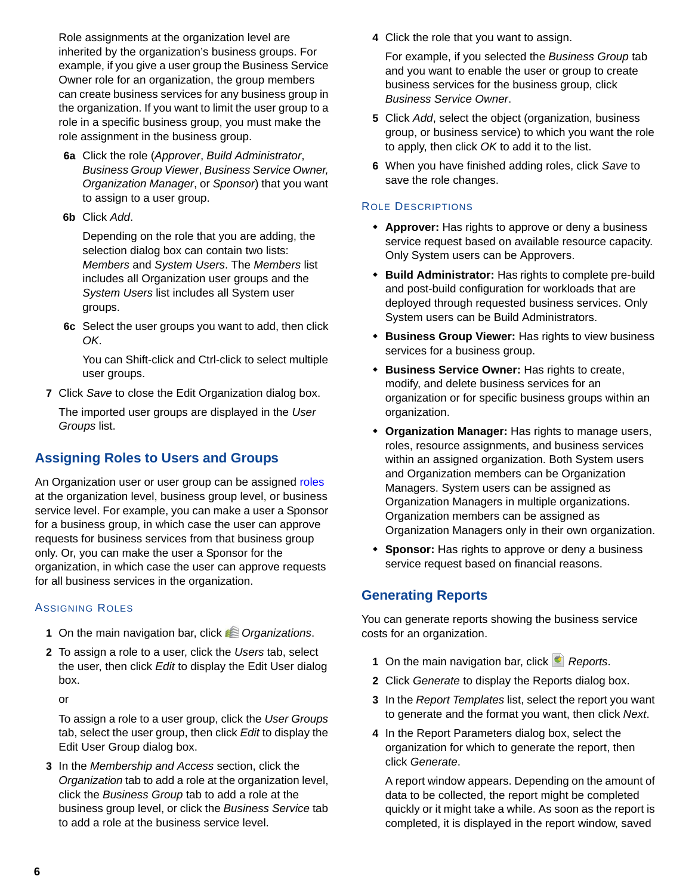Role assignments at the organization level are inherited by the organization's business groups. For example, if you give a user group the Business Service Owner role for an organization, the group members can create business services for any business group in the organization. If you want to limit the user group to a role in a specific business group, you must make the role assignment in the business group.

**6a** Click the role (*Approver*, *Build Administrator*, *Business Group Viewer*, *Business Service Owner, Organization Manager*, or *Sponsor*) that you want to assign to a user group.

**6b** Click *Add*.

Depending on the role that you are adding, the selection dialog box can contain two lists: *Members* and *System Users*. The *Members* list includes all Organization user groups and the *System Users* list includes all System user groups.

**6c** Select the user groups you want to add, then click *OK*.

You can Shift-click and Ctrl-click to select multiple user groups.

**7** Click *Save* to close the Edit Organization dialog box.

The imported user groups are displayed in the *User Groups* list.

## Assigning Roles to Users and Groups

An Organization user or user group can be assigned roles at the organization level, business group level, or business service level. For example, you can make a user a Sponsor for a business group, in which case the user can approve requests for business services from that business group only. Or, you can make the user a Sponsor for the organization, in which case the user can approve requests for all business services in the organization.

### Assigning Roles

1. On the main navigation bar, click *Organizations*.
2. To assign a role to a user, click the *Users* tab, select the user, then click *Edit* to display the Edit User dialog box.

   or

   To assign a role to a user group, click the *User Groups* tab, select the user group, then click *Edit* to display the Edit User Group dialog box.
3. In the *Membership and Access* section, click the *Organization* tab to add a role at the organization level, click the *Business Group* tab to add a role at the business group level, or click the *Business Service* tab to add a role at the business service level.
4. Click the role that you want to assign.

   For example, if you selected the *Business Group* tab and you want to enable the user or group to create business services for the business group, click *Business Service Owner*.
5. Click *Add*, select the object (organization, business group, or business service) to which you want the role to apply, then click *OK* to add it to the list.
6. When you have finished adding roles, click *Save* to save the role changes.

### Role Descriptions

- **Approver:** Has rights to approve or deny a business service request based on available resource capacity. Only System users can be Approvers.
- **Build Administrator:** Has rights to complete pre-build and post-build configuration for workloads that are deployed through requested business services. Only System users can be Build Administrators.
- **Business Group Viewer:** Has rights to view business services for a business group.
- **Business Service Owner:** Has rights to create, modify, and delete business services for an organization or for specific business groups within an organization.
- **Organization Manager:** Has rights to manage users, roles, resource assignments, and business services within an assigned organization. Both System users and Organization members can be Organization Managers. System users can be assigned as Organization Managers in multiple organizations. Organization members can be assigned as Organization Managers only in their own organization.
- **Sponsor:** Has rights to approve or deny a business service request based on financial reasons.

## Generating Reports

You can generate reports showing the business service costs for an organization.

1. On the main navigation bar, click *Reports*.
2. Click *Generate* to display the Reports dialog box.
3. In the *Report Templates* list, select the report you want to generate and the format you want, then click *Next*.
4. In the Report Parameters dialog box, select the organization for which to generate the report, then click *Generate*.

   A report window appears. Depending on the amount of data to be collected, the report might be completed quickly or it might take a while. As soon as the report is completed, it is displayed in the report window, saved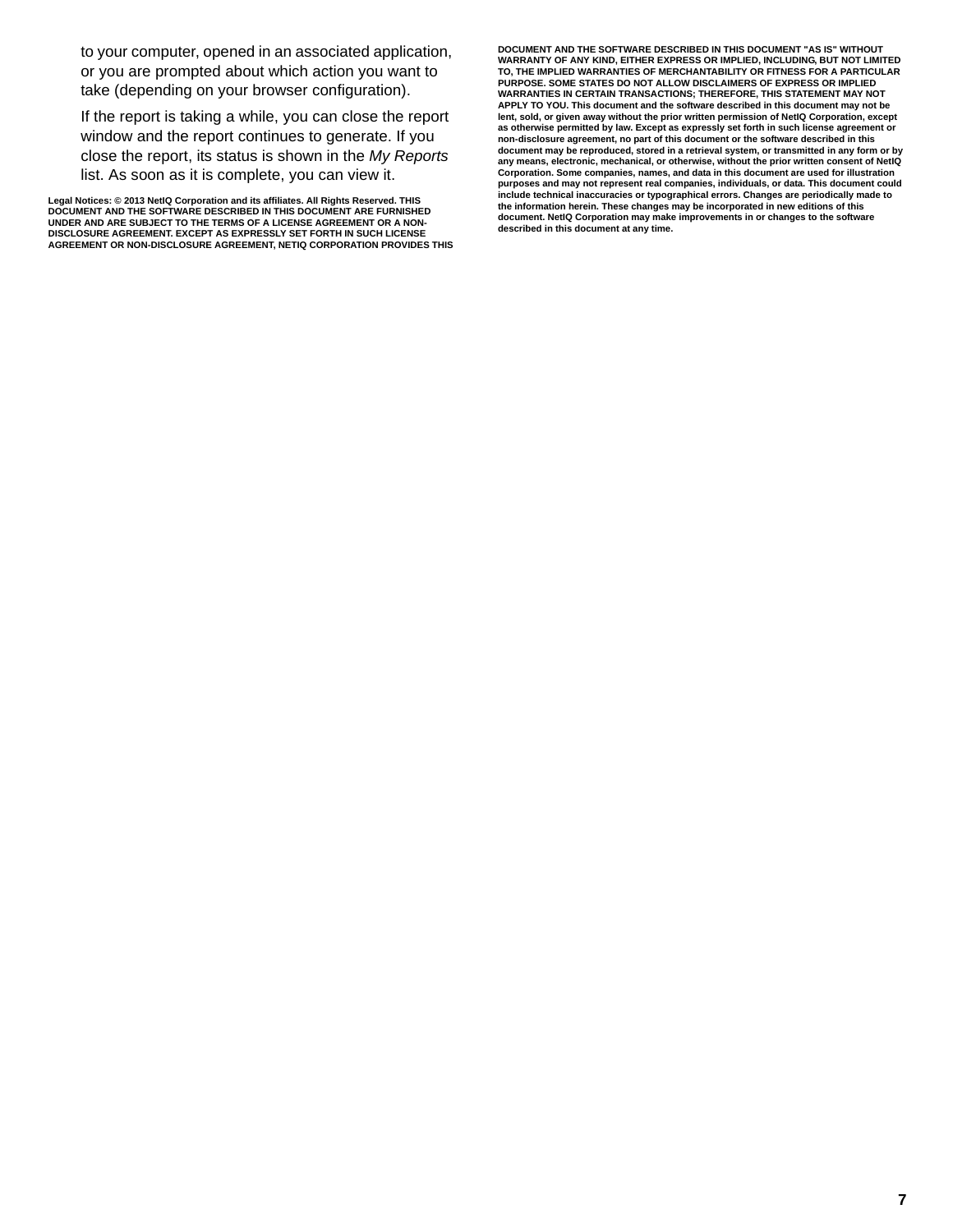to your computer, opened in an associated application, or you are prompted about which action you want to take (depending on your browser configuration).

If the report is taking a while, you can close the report window and the report continues to generate. If you close the report, its status is shown in the *My Reports* list. As soon as it is complete, you can view it.

**Legal Notices: © 2013 NetIQ Corporation and its affiliates. All Rights Reserved. THIS DOCUMENT AND THE SOFTWARE DESCRIBED IN THIS DOCUMENT ARE FURNISHED UNDER AND ARE SUBJECT TO THE TERMS OF A LICENSE AGREEMENT OR A NON-DISCLOSURE AGREEMENT. EXCEPT AS EXPRESSLY SET FORTH IN SUCH LICENSE AGREEMENT OR NON-DISCLOSURE AGREEMENT, NETIQ CORPORATION PROVIDES THIS DOCUMENT AND THE SOFTWARE DESCRIBED IN THIS DOCUMENT "AS IS" WITHOUT WARRANTY OF ANY KIND, EITHER EXPRESS OR IMPLIED, INCLUDING, BUT NOT LIMITED TO, THE IMPLIED WARRANTIES OF MERCHANTABILITY OR FITNESS FOR A PARTICULAR PURPOSE. SOME STATES DO NOT ALLOW DISCLAIMERS OF EXPRESS OR IMPLIED WARRANTIES IN CERTAIN TRANSACTIONS; THEREFORE, THIS STATEMENT MAY NOT APPLY TO YOU. This document and the software described in this document may not be lent, sold, or given away without the prior written permission of NetIQ Corporation, except as otherwise permitted by law. Except as expressly set forth in such license agreement or non-disclosure agreement, no part of this document or the software described in this document may be reproduced, stored in a retrieval system, or transmitted in any form or by any means, electronic, mechanical, or otherwise, without the prior written consent of NetIQ Corporation. Some companies, names, and data in this document are used for illustration purposes and may not represent real companies, individuals, or data. This document could include technical inaccuracies or typographical errors. Changes are periodically made to the information herein. These changes may be incorporated in new editions of this document. NetIQ Corporation may make improvements in or changes to the software described in this document at any time.**